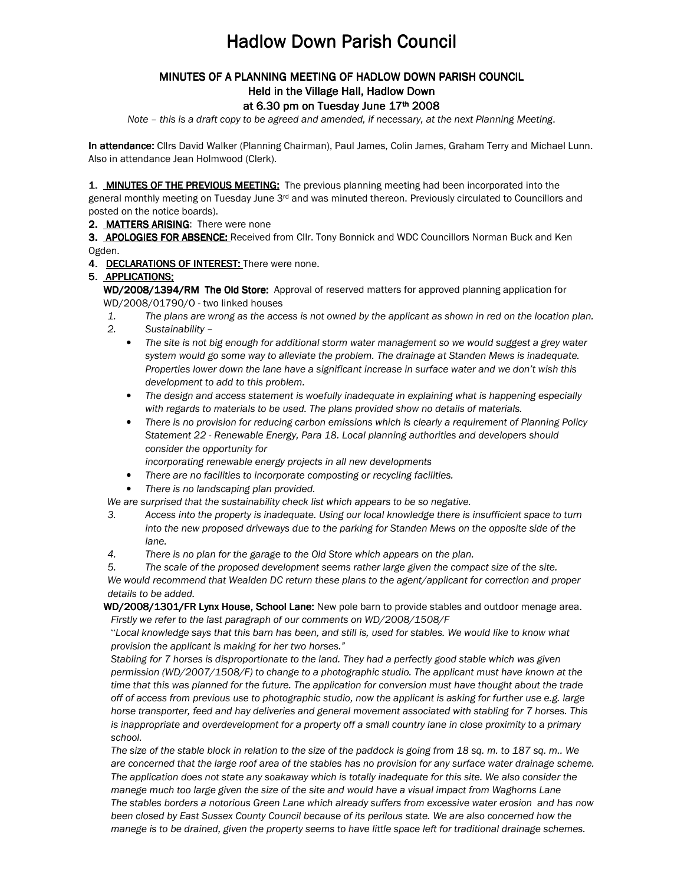# Hadlow Down Parish Council

## MINUTES OF A PLANNING MEETING OF HADLOW DOWN PARISH COUNCIL
### Held in the Village Hall, Hadlow Down
### at 6.30 pm on Tuesday June 17th 2008

*Note – this is a draft copy to be agreed and amended, if necessary, at the next Planning Meeting.*

**In attendance:** Cllrs David Walker (Planning Chairman), Paul James, Colin James, Graham Terry and Michael Lunn. Also in attendance Jean Holmwood (Clerk).

1. **MINUTES OF THE PREVIOUS MEETING:** The previous planning meeting had been incorporated into the general monthly meeting on Tuesday June 3rd and was minuted thereon. Previously circulated to Councillors and posted on the notice boards).
2. **MATTERS ARISING**: There were none
3. **APOLOGIES FOR ABSENCE:** Received from Cllr. Tony Bonnick and WDC Councillors Norman Buck and Ken Ogden.
4. **DECLARATIONS OF INTEREST:** There were none.
5. **APPLICATIONS;**

**WD/2008/1394/RM The Old Store:** Approval of reserved matters for approved planning application for WD/2008/01790/O - two linked houses

1. *The plans are wrong as the access is not owned by the applicant as shown in red on the location plan.*
2. *Sustainability –*
   - *The site is not big enough for additional storm water management so we would suggest a grey water system would go some way to alleviate the problem. The drainage at Standen Mews is inadequate. Properties lower down the lane have a significant increase in surface water and we don't wish this development to add to this problem.*
   - *The design and access statement is woefully inadequate in explaining what is happening especially with regards to materials to be used. The plans provided show no details of materials.*
   - *There is no provision for reducing carbon emissions which is clearly a requirement of Planning Policy Statement 22 - Renewable Energy, Para 18. Local planning authorities and developers should consider the opportunity for incorporating renewable energy projects in all new developments*
   - *There are no facilities to incorporate composting or recycling facilities.*
   - *There is no landscaping plan provided.*

*We are surprised that the sustainability check list which appears to be so negative.*

3. *Access into the property is inadequate. Using our local knowledge there is insufficient space to turn into the new proposed driveways due to the parking for Standen Mews on the opposite side of the lane.*
4. *There is no plan for the garage to the Old Store which appears on the plan.*
5. *The scale of the proposed development seems rather large given the compact size of the site.*

*We would recommend that Wealden DC return these plans to the agent/applicant for correction and proper details to be added.*

**WD/2008/1301/FR Lynx House, School Lane:** New pole barn to provide stables and outdoor menage area.

*Firstly we refer to the last paragraph of our comments on WD/2008/1508/F*

*"Local knowledge says that this barn has been, and still is, used for stables. We would like to know what provision the applicant is making for her two horses."*

*Stabling for 7 horses is disproportionate to the land. They had a perfectly good stable which was given permission (WD/2007/1508/F) to change to a photographic studio. The applicant must have known at the time that this was planned for the future. The application for conversion must have thought about the trade off of access from previous use to photographic studio, now the applicant is asking for further use e.g. large horse transporter, feed and hay deliveries and general movement associated with stabling for 7 horses. This is inappropriate and overdevelopment for a property off a small country lane in close proximity to a primary school.*

*The size of the stable block in relation to the size of the paddock is going from 18 sq. m. to 187 sq. m.. We are concerned that the large roof area of the stables has no provision for any surface water drainage scheme. The application does not state any soakaway which is totally inadequate for this site. We also consider the manege much too large given the size of the site and would have a visual impact from Waghorns Lane*

*The stables borders a notorious Green Lane which already suffers from excessive water erosion and has now been closed by East Sussex County Council because of its perilous state. We are also concerned how the manege is to be drained, given the property seems to have little space left for traditional drainage schemes.*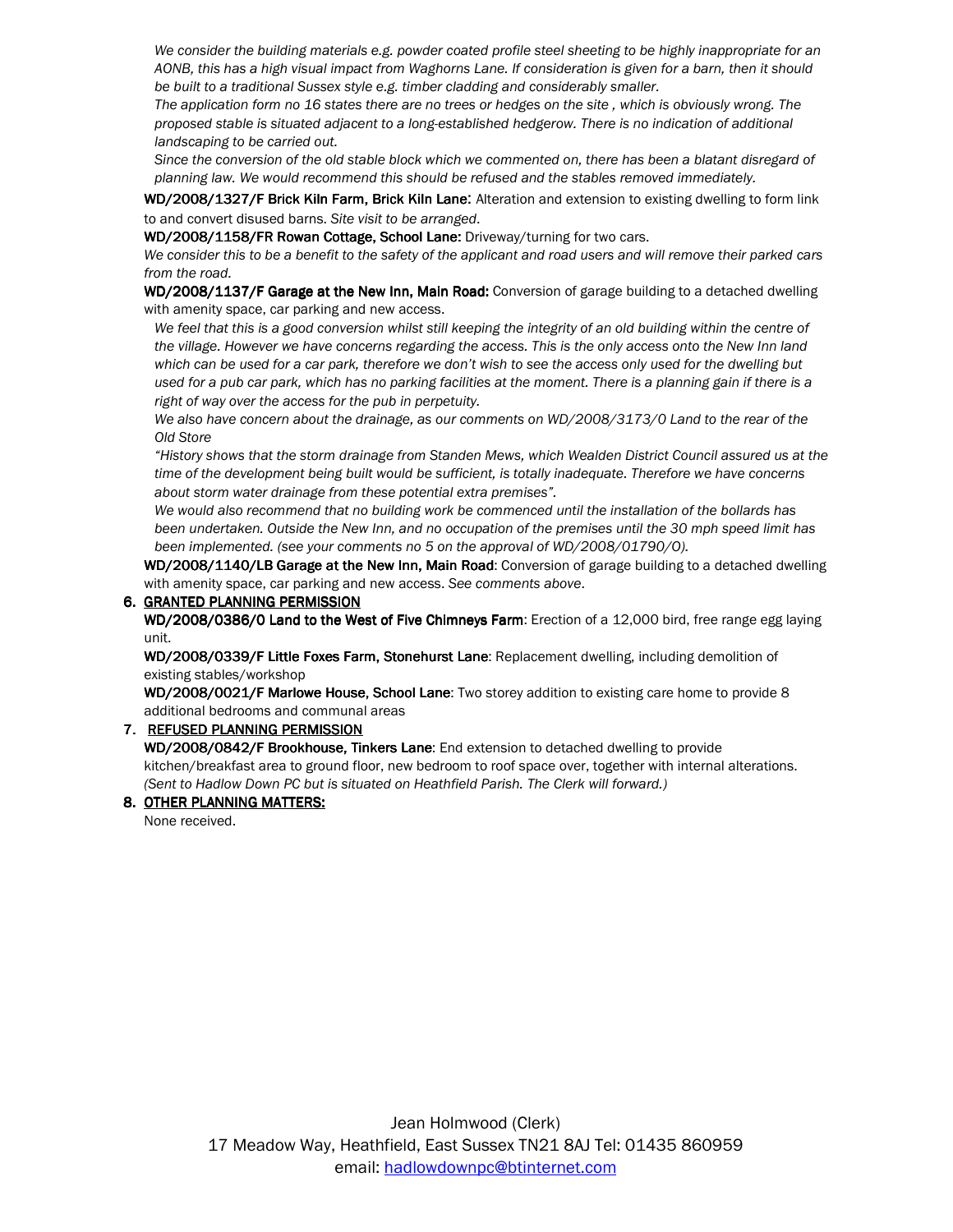*We consider the building materials e.g. powder coated profile steel sheeting to be highly inappropriate for an AONB, this has a high visual impact from Waghorns Lane. If consideration is given for a barn, then it should be built to a traditional Sussex style e.g. timber cladding and considerably smaller.*
*The application form no 16 states there are no trees or hedges on the site , which is obviously wrong. The proposed stable is situated adjacent to a long-established hedgerow. There is no indication of additional landscaping to be carried out.*
*Since the conversion of the old stable block which we commented on, there has been a blatant disregard of planning law. We would recommend this should be refused and the stables removed immediately.*

**WD/2008/1327/F Brick Kiln Farm, Brick Kiln Lane**: Alteration and extension to existing dwelling to form link to and convert disused barns. *Site visit to be arranged*.

**WD/2008/1158/FR Rowan Cottage, School Lane:** Driveway/turning for two cars.
*We consider this to be a benefit to the safety of the applicant and road users and will remove their parked cars from the road.*

**WD/2008/1137/F Garage at the New Inn, Main Road:** Conversion of garage building to a detached dwelling with amenity space, car parking and new access.
*We feel that this is a good conversion whilst still keeping the integrity of an old building within the centre of the village. However we have concerns regarding the access. This is the only access onto the New Inn land which can be used for a car park, therefore we don't wish to see the access only used for the dwelling but used for a pub car park, which has no parking facilities at the moment. There is a planning gain if there is a right of way over the access for the pub in perpetuity.*
*We also have concern about the drainage, as our comments on WD/2008/3173/0 Land to the rear of the Old Store*
*"History shows that the storm drainage from Standen Mews, which Wealden District Council assured us at the time of the development being built would be sufficient, is totally inadequate. Therefore we have concerns about storm water drainage from these potential extra premises".*
*We would also recommend that no building work be commenced until the installation of the bollards has been undertaken. Outside the New Inn, and no occupation of the premises until the 30 mph speed limit has been implemented. (see your comments no 5 on the approval of WD/2008/01790/O).*

**WD/2008/1140/LB Garage at the New Inn, Main Road**: Conversion of garage building to a detached dwelling with amenity space, car parking and new access. *See comments above*.

6. **GRANTED PLANNING PERMISSION**

**WD/2008/0386/0 Land to the West of Five Chimneys Farm**: Erection of a 12,000 bird, free range egg laying unit.

**WD/2008/0339/F Little Foxes Farm, Stonehurst Lane**: Replacement dwelling, including demolition of existing stables/workshop

**WD/2008/0021/F Marlowe House, School Lane**: Two storey addition to existing care home to provide 8 additional bedrooms and communal areas

7. **REFUSED PLANNING PERMISSION**

**WD/2008/0842/F Brookhouse, Tinkers Lane**: End extension to detached dwelling to provide kitchen/breakfast area to ground floor, new bedroom to roof space over, together with internal alterations. *(Sent to Hadlow Down PC but is situated on Heathfield Parish. The Clerk will forward.)*

8. **OTHER PLANNING MATTERS:**

None received.

Jean Holmwood (Clerk)
17 Meadow Way, Heathfield, East Sussex TN21 8AJ Tel: 01435 860959
email: hadlowdownpc@btinternet.com